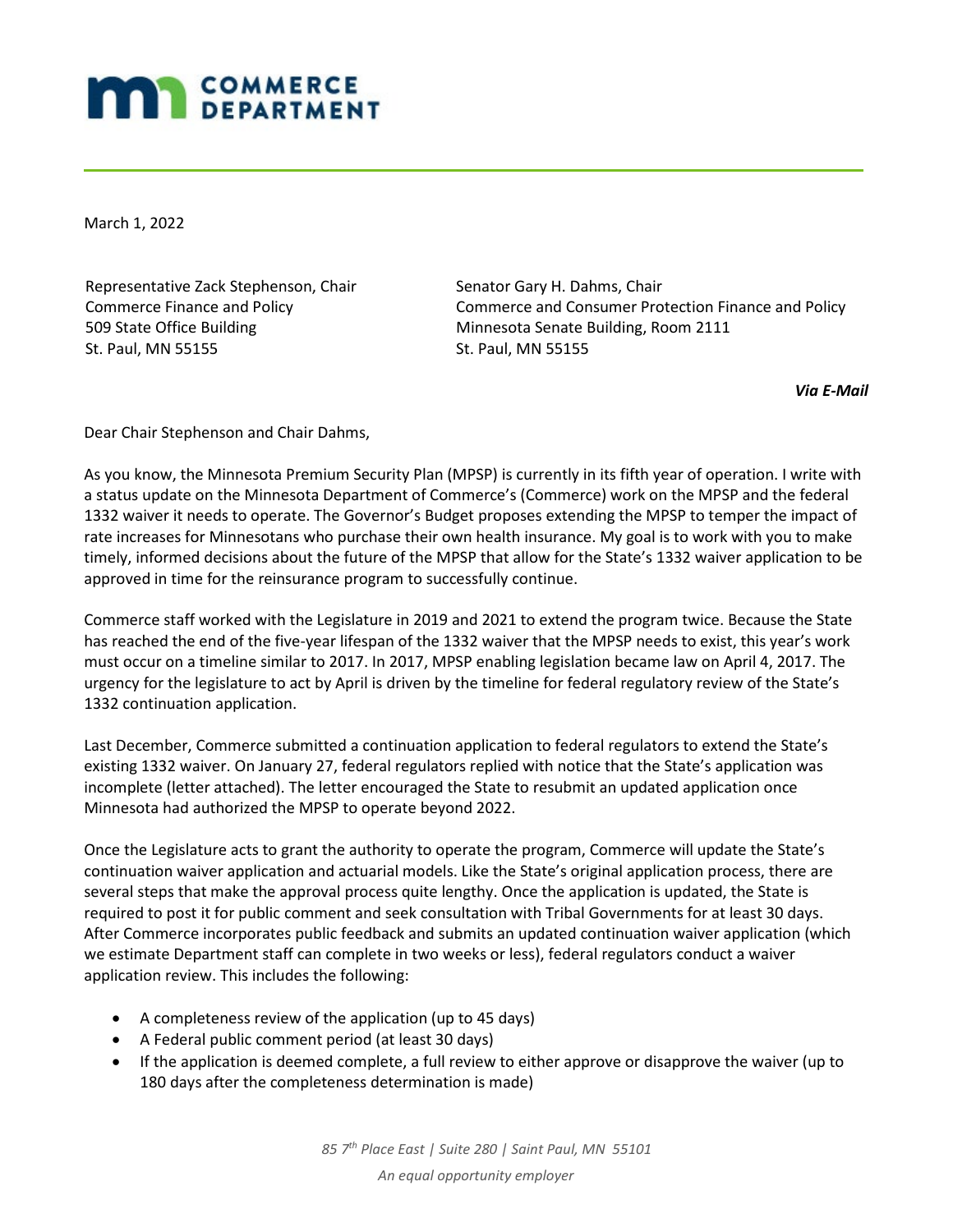# COMMERCE DEPARTMENT

March 1, 2022

Representative Zack Stephenson, Chair
Commerce Finance and Policy
509 State Office Building
St. Paul, MN 55155

Senator Gary H. Dahms, Chair
Commerce and Consumer Protection Finance and Policy
Minnesota Senate Building, Room 2111
St. Paul, MN 55155

***Via E-Mail***

Dear Chair Stephenson and Chair Dahms,

As you know, the Minnesota Premium Security Plan (MPSP) is currently in its fifth year of operation. I write with a status update on the Minnesota Department of Commerce's (Commerce) work on the MPSP and the federal 1332 waiver it needs to operate. The Governor's Budget proposes extending the MPSP to temper the impact of rate increases for Minnesotans who purchase their own health insurance. My goal is to work with you to make timely, informed decisions about the future of the MPSP that allow for the State's 1332 waiver application to be approved in time for the reinsurance program to successfully continue.

Commerce staff worked with the Legislature in 2019 and 2021 to extend the program twice. Because the State has reached the end of the five-year lifespan of the 1332 waiver that the MPSP needs to exist, this year's work must occur on a timeline similar to 2017. In 2017, MPSP enabling legislation became law on April 4, 2017. The urgency for the legislature to act by April is driven by the timeline for federal regulatory review of the State's 1332 continuation application.

Last December, Commerce submitted a continuation application to federal regulators to extend the State's existing 1332 waiver. On January 27, federal regulators replied with notice that the State's application was incomplete (letter attached). The letter encouraged the State to resubmit an updated application once Minnesota had authorized the MPSP to operate beyond 2022.

Once the Legislature acts to grant the authority to operate the program, Commerce will update the State's continuation waiver application and actuarial models. Like the State's original application process, there are several steps that make the approval process quite lengthy. Once the application is updated, the State is required to post it for public comment and seek consultation with Tribal Governments for at least 30 days. After Commerce incorporates public feedback and submits an updated continuation waiver application (which we estimate Department staff can complete in two weeks or less), federal regulators conduct a waiver application review. This includes the following:

- A completeness review of the application (up to 45 days)
- A Federal public comment period (at least 30 days)
- If the application is deemed complete, a full review to either approve or disapprove the waiver (up to 180 days after the completeness determination is made)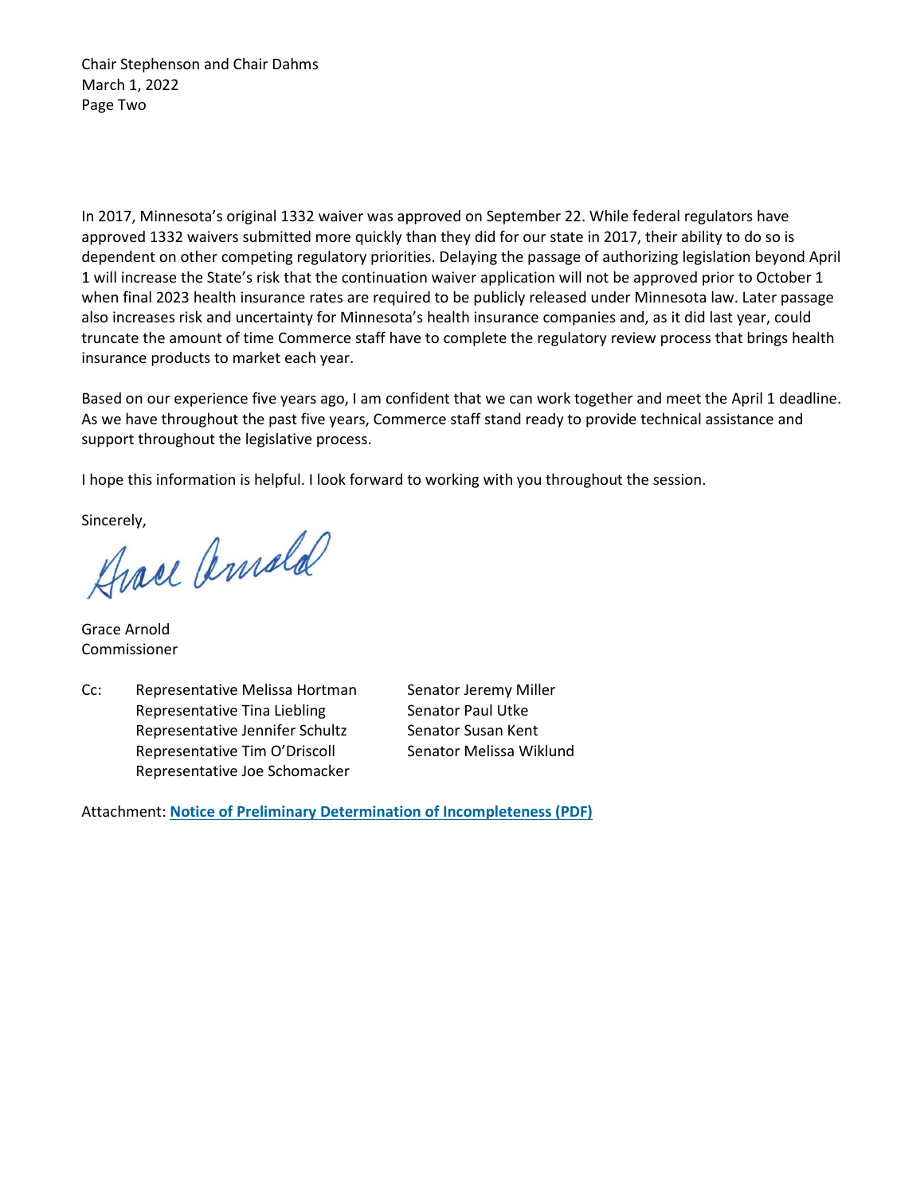In 2017, Minnesota's original 1332 waiver was approved on September 22. While federal regulators have approved 1332 waivers submitted more quickly than they did for our state in 2017, their ability to do so is dependent on other competing regulatory priorities. Delaying the passage of authorizing legislation beyond April 1 will increase the State's risk that the continuation waiver application will not be approved prior to October 1 when final 2023 health insurance rates are required to be publicly released under Minnesota law. Later passage also increases risk and uncertainty for Minnesota's health insurance companies and, as it did last year, could truncate the amount of time Commerce staff have to complete the regulatory review process that brings health insurance products to market each year.

Based on our experience five years ago, I am confident that we can work together and meet the April 1 deadline. As we have throughout the past five years, Commerce staff stand ready to provide technical assistance and support throughout the legislative process.

I hope this information is helpful. I look forward to working with you throughout the session.

Sincerely,

Grace Arnold
Commissioner

Cc: Representative Melissa Hortman
Representative Tina Liebling
Representative Jennifer Schultz
Representative Tim O'Driscoll
Representative Joe Schomacker
Senator Jeremy Miller
Senator Paul Utke
Senator Susan Kent
Senator Melissa Wiklund

Attachment: **Notice of Preliminary Determination of Incompleteness (PDF)**